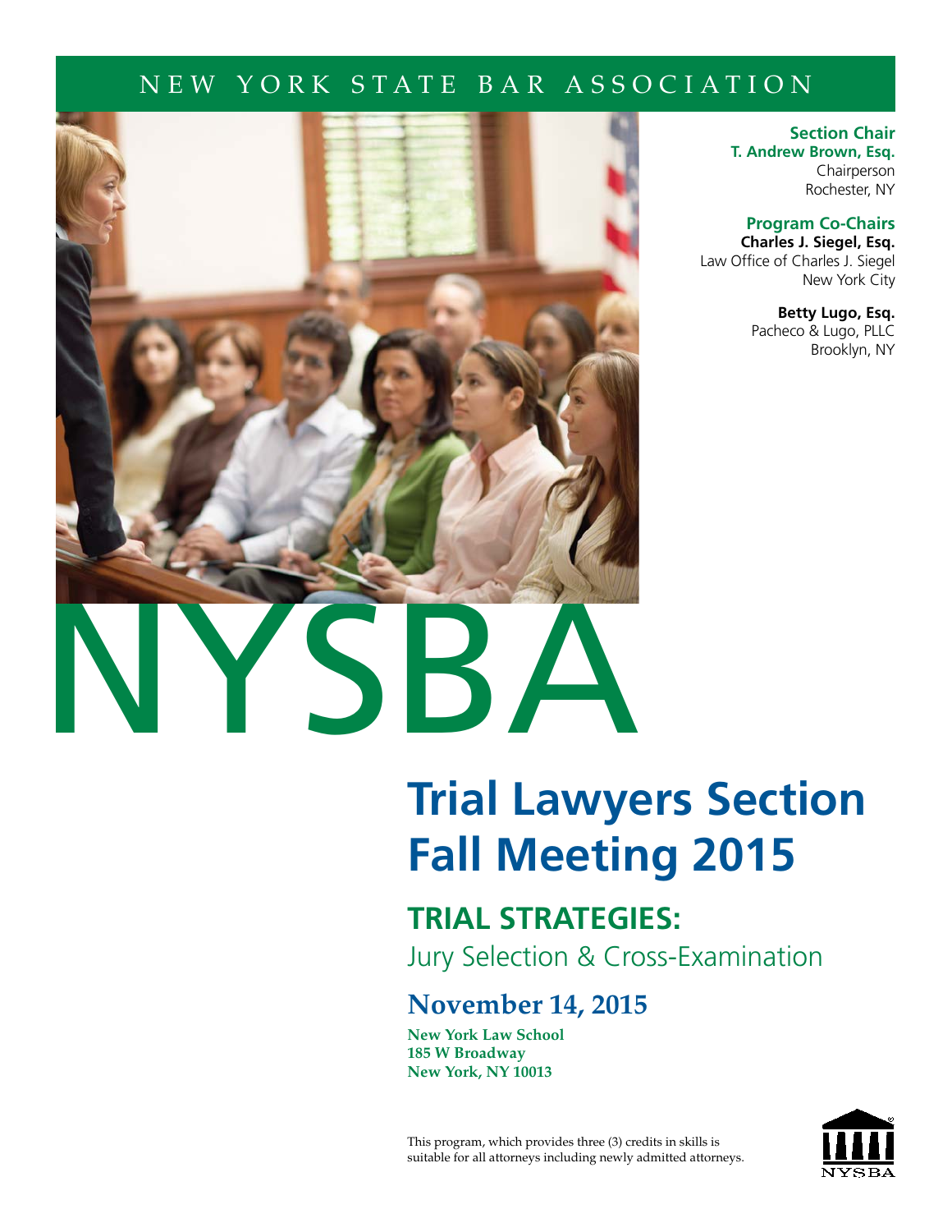NEW YORK STATE BAR ASSOCIATION

**Section Chair**
**T. Andrew Brown, Esq.**
Chairperson
Rochester, NY

**Program Co-Chairs**
**Charles J. Siegel, Esq.**
Law Office of Charles J. Siegel
New York City

**Betty Lugo, Esq.**
Pacheco & Lugo, PLLC
Brooklyn, NY

NYSBA

# Trial Lawyers Section Fall Meeting 2015

## TRIAL STRATEGIES:

Jury Selection & Cross-Examination

## November 14, 2015

**New York Law School**
**185 W Broadway**
**New York, NY 10013**

This program, which provides three (3) credits in skills is suitable for all attorneys including newly admitted attorneys.

NYSBA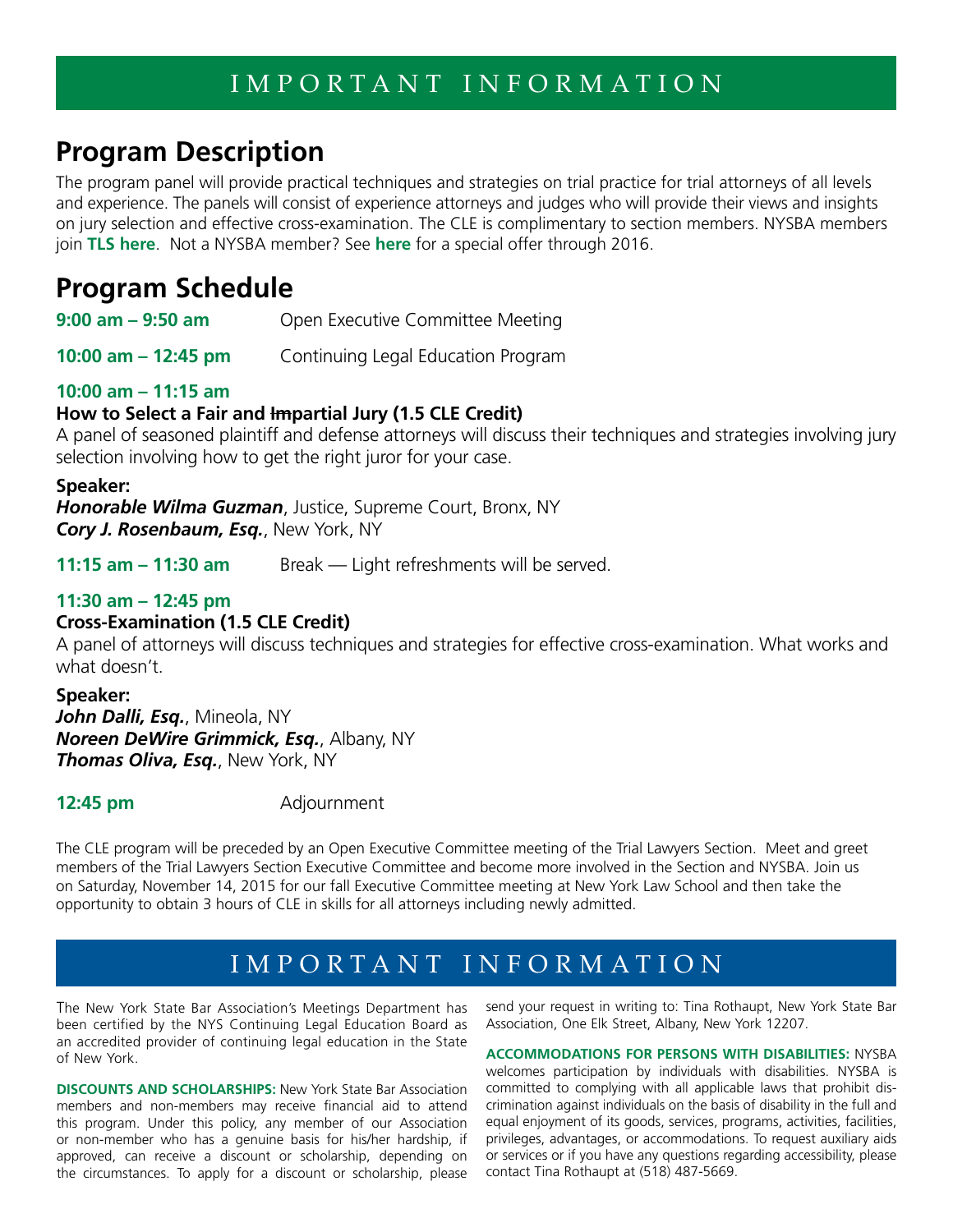# IMPORTANT INFORMATION

## Program Description

The program panel will provide practical techniques and strategies on trial practice for trial attorneys of all levels and experience. The panels will consist of experience attorneys and judges who will provide their views and insights on jury selection and effective cross-examination. The CLE is complimentary to section members. NYSBA members join **TLS here**. Not a NYSBA member? See **here** for a special offer through 2016.

## Program Schedule

**9:00 am – 9:50 am** Open Executive Committee Meeting

**10:00 am – 12:45 pm** Continuing Legal Education Program

**10:00 am – 11:15 am**

**How to Select a Fair and ~~Im~~partial Jury (1.5 CLE Credit)**

A panel of seasoned plaintiff and defense attorneys will discuss their techniques and strategies involving jury selection involving how to get the right juror for your case.

**Speaker:**

***Honorable Wilma Guzman***, Justice, Supreme Court, Bronx, NY

***Cory J. Rosenbaum, Esq.***, New York, NY

**11:15 am – 11:30 am** Break — Light refreshments will be served.

**11:30 am – 12:45 pm**

**Cross-Examination (1.5 CLE Credit)**

A panel of attorneys will discuss techniques and strategies for effective cross-examination. What works and what doesn't.

**Speaker:**

***John Dalli, Esq.***, Mineola, NY

***Noreen DeWire Grimmick, Esq.***, Albany, NY

***Thomas Oliva, Esq.***, New York, NY

**12:45 pm** Adjournment

The CLE program will be preceded by an Open Executive Committee meeting of the Trial Lawyers Section. Meet and greet members of the Trial Lawyers Section Executive Committee and become more involved in the Section and NYSBA. Join us on Saturday, November 14, 2015 for our fall Executive Committee meeting at New York Law School and then take the opportunity to obtain 3 hours of CLE in skills for all attorneys including newly admitted.

# IMPORTANT INFORMATION

The New York State Bar Association's Meetings Department has been certified by the NYS Continuing Legal Education Board as an accredited provider of continuing legal education in the State of New York.

**DISCOUNTS AND SCHOLARSHIPS:** New York State Bar Association members and non-members may receive financial aid to attend this program. Under this policy, any member of our Association or non-member who has a genuine basis for his/her hardship, if approved, can receive a discount or scholarship, depending on the circumstances. To apply for a discount or scholarship, please send your request in writing to: Tina Rothaupt, New York State Bar Association, One Elk Street, Albany, New York 12207.

**ACCOMMODATIONS FOR PERSONS WITH DISABILITIES:** NYSBA welcomes participation by individuals with disabilities. NYSBA is committed to complying with all applicable laws that prohibit discrimination against individuals on the basis of disability in the full and equal enjoyment of its goods, services, programs, activities, facilities, privileges, advantages, or accommodations. To request auxiliary aids or services or if you have any questions regarding accessibility, please contact Tina Rothaupt at (518) 487-5669.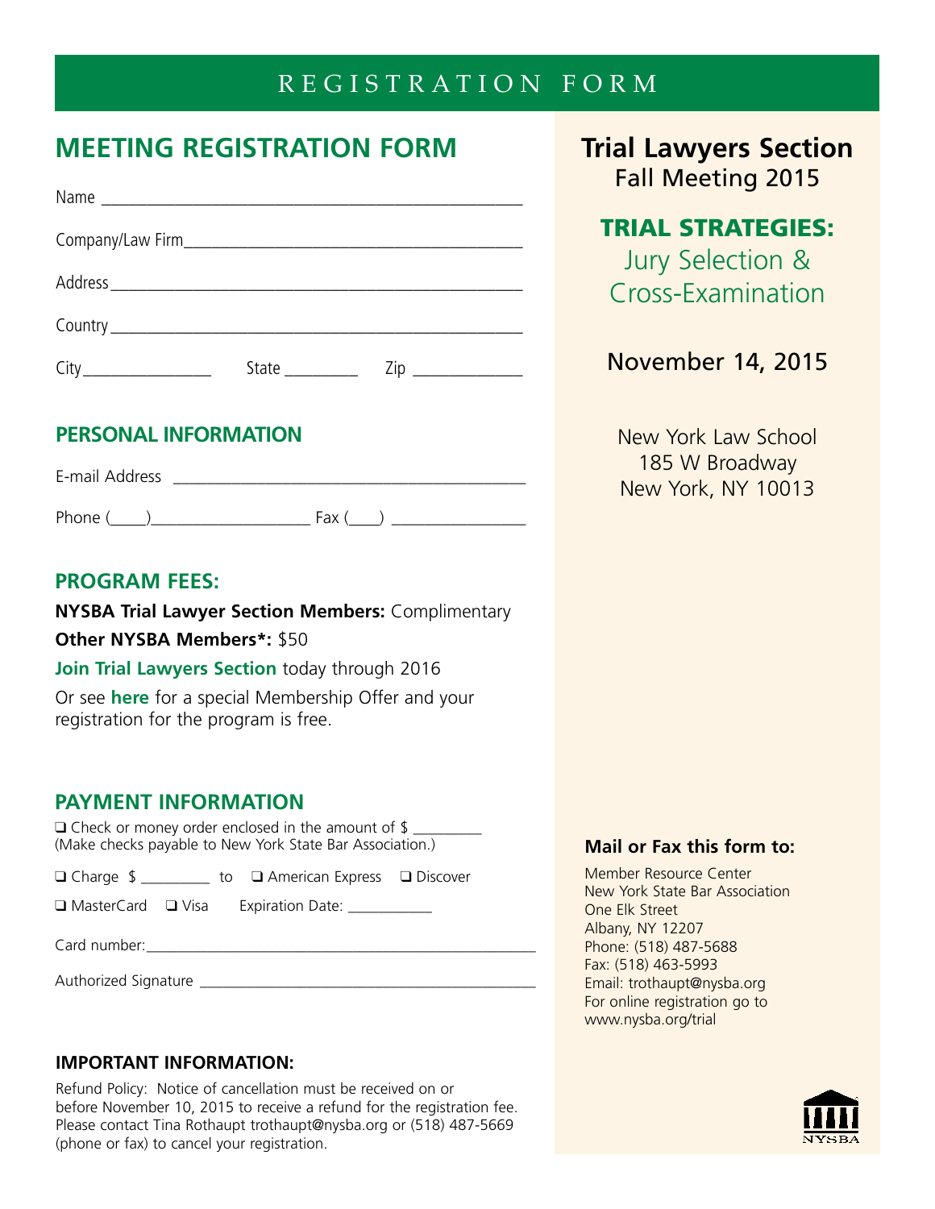# REGISTRATION FORM

## MEETING REGISTRATION FORM

Name ______________________________________________

Company/Law Firm ______________________________________

Address ____________________________________________

Country ____________________________________________

City _______________ State _________ Zip ____________

### PERSONAL INFORMATION

E-mail Address ________________________________________

Phone (____)__________________ Fax (___) _______________

### PROGRAM FEES:

**NYSBA Trial Lawyer Section Members:** Complimentary

**Other NYSBA Members*:** $50

**Join Trial Lawyers Section** today through 2016

Or see **here** for a special Membership Offer and your registration for the program is free.

### PAYMENT INFORMATION

❑ Check or money order enclosed in the amount of $ _________
(Make checks payable to New York State Bar Association.)

❑ Charge $ _________ to ❑ American Express ❑ Discover

❑ MasterCard ❑ Visa Expiration Date: ___________

Card number: _______________________________________________

Authorized Signature _________________________________________

### IMPORTANT INFORMATION:

Refund Policy: Notice of cancellation must be received on or before November 10, 2015 to receive a refund for the registration fee. Please contact Tina Rothaupt trothaupt@nysba.org or (518) 487-5669 (phone or fax) to cancel your registration.

## Trial Lawyers Section
Fall Meeting 2015

**TRIAL STRATEGIES:**
Jury Selection & Cross-Examination

November 14, 2015

New York Law School
185 W Broadway
New York, NY 10013

**Mail or Fax this form to:**

Member Resource Center
New York State Bar Association
One Elk Street
Albany, NY 12207
Phone: (518) 487-5688
Fax: (518) 463-5993
Email: trothaupt@nysba.org
For online registration go to
www.nysba.org/trial

NYSBA